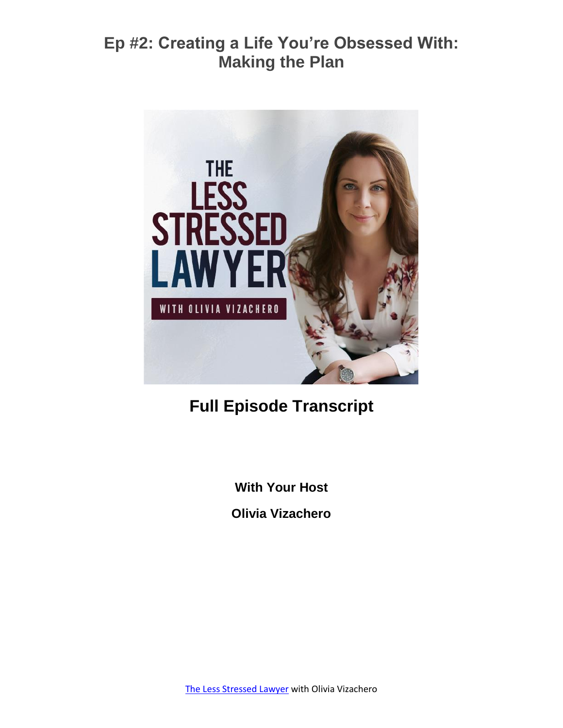# Ep #2: Creating a Life You're Obsessed With: Making the Plan

## Full Episode Transcript

**With Your Host**

**Olivia Vizachero**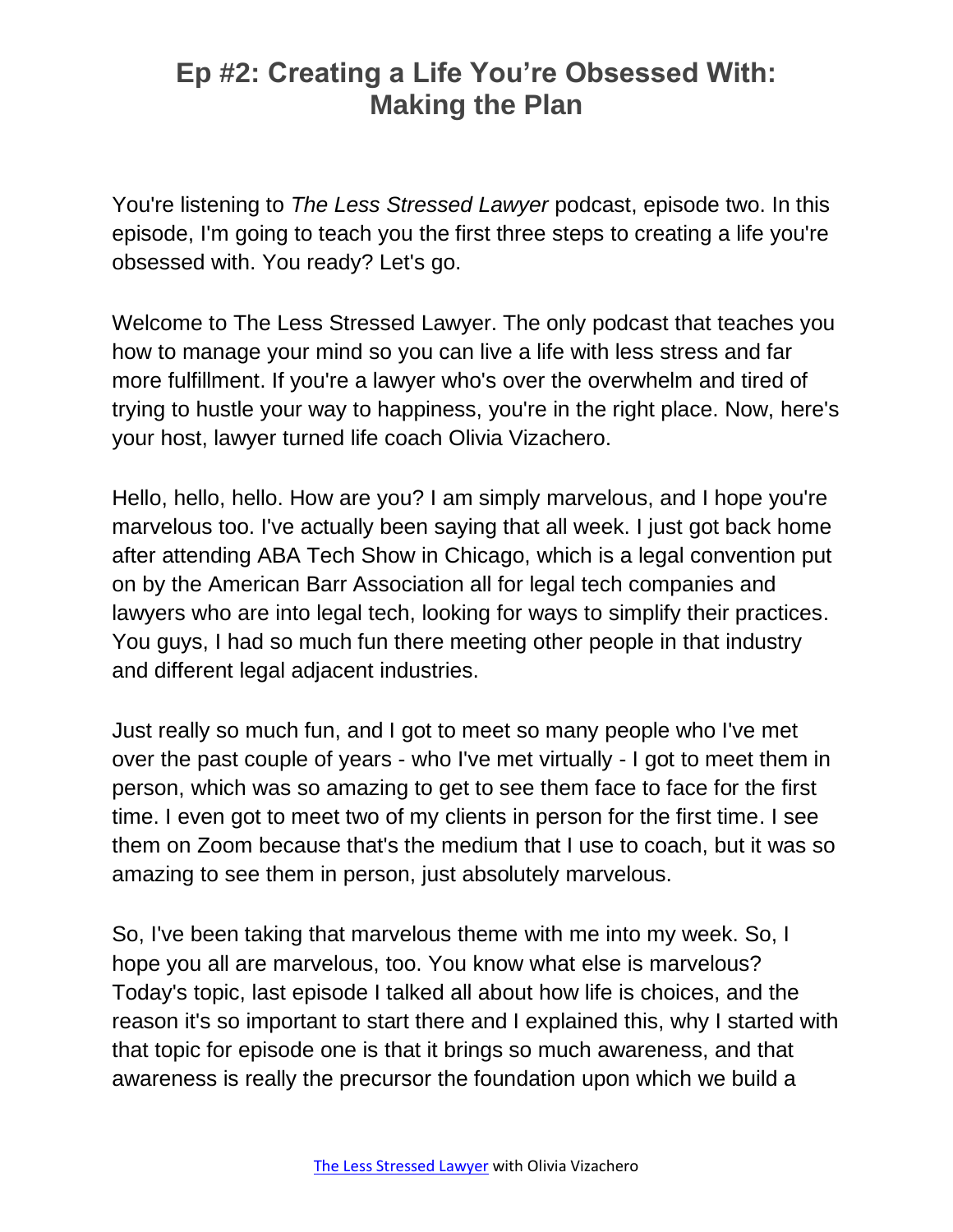# Ep #2: Creating a Life You're Obsessed With: Making the Plan

You're listening to *The Less Stressed Lawyer* podcast, episode two. In this episode, I'm going to teach you the first three steps to creating a life you're obsessed with. You ready? Let's go.

Welcome to The Less Stressed Lawyer. The only podcast that teaches you how to manage your mind so you can live a life with less stress and far more fulfillment. If you're a lawyer who's over the overwhelm and tired of trying to hustle your way to happiness, you're in the right place. Now, here's your host, lawyer turned life coach Olivia Vizachero.

Hello, hello, hello. How are you? I am simply marvelous, and I hope you're marvelous too. I've actually been saying that all week. I just got back home after attending ABA Tech Show in Chicago, which is a legal convention put on by the American Barr Association all for legal tech companies and lawyers who are into legal tech, looking for ways to simplify their practices. You guys, I had so much fun there meeting other people in that industry and different legal adjacent industries.

Just really so much fun, and I got to meet so many people who I've met over the past couple of years - who I've met virtually - I got to meet them in person, which was so amazing to get to see them face to face for the first time. I even got to meet two of my clients in person for the first time. I see them on Zoom because that's the medium that I use to coach, but it was so amazing to see them in person, just absolutely marvelous.

So, I've been taking that marvelous theme with me into my week. So, I hope you all are marvelous, too. You know what else is marvelous? Today's topic, last episode I talked all about how life is choices, and the reason it's so important to start there and I explained this, why I started with that topic for episode one is that it brings so much awareness, and that awareness is really the precursor the foundation upon which we build a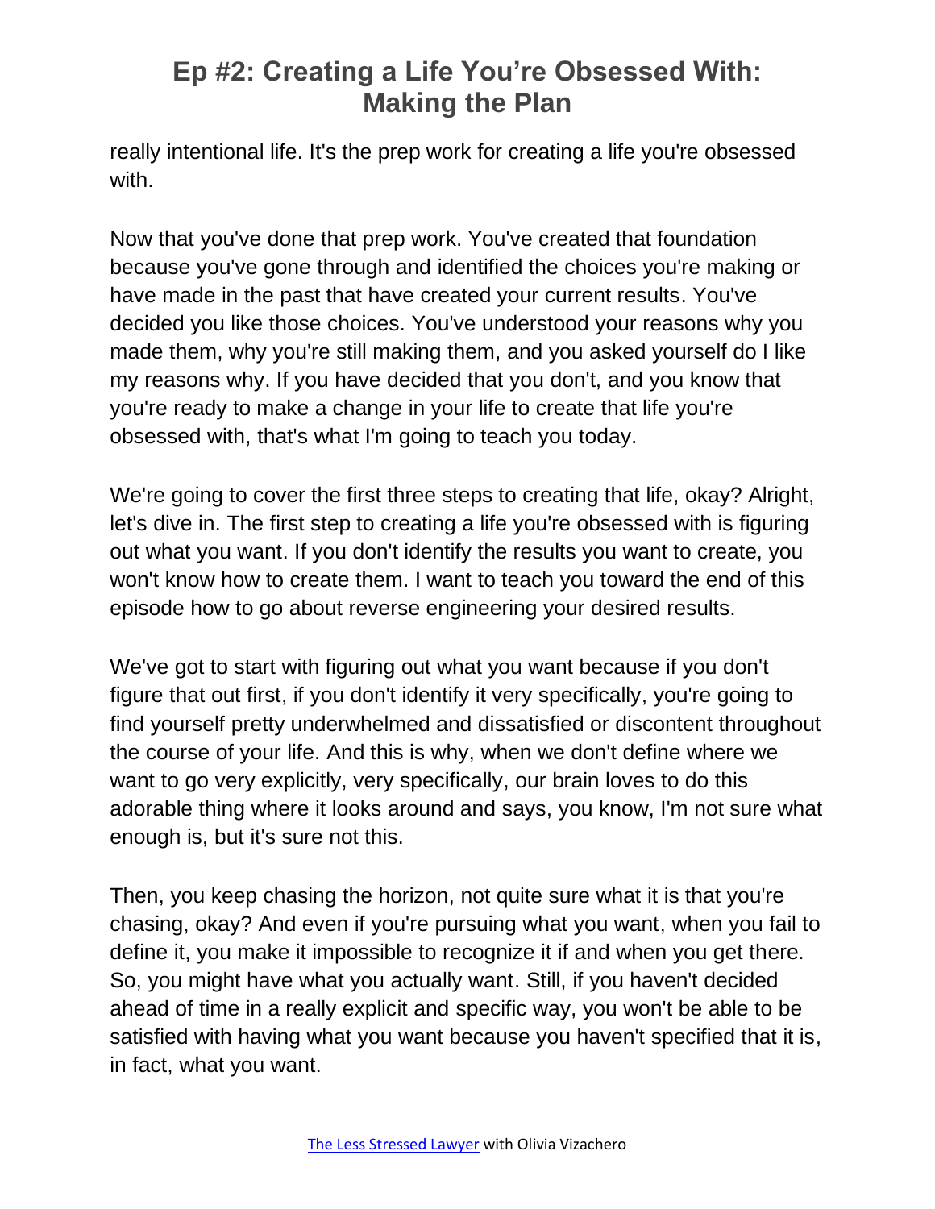really intentional life. It's the prep work for creating a life you're obsessed with.

Now that you've done that prep work. You've created that foundation because you've gone through and identified the choices you're making or have made in the past that have created your current results. You've decided you like those choices. You've understood your reasons why you made them, why you're still making them, and you asked yourself do I like my reasons why. If you have decided that you don't, and you know that you're ready to make a change in your life to create that life you're obsessed with, that's what I'm going to teach you today.

We're going to cover the first three steps to creating that life, okay? Alright, let's dive in. The first step to creating a life you're obsessed with is figuring out what you want. If you don't identify the results you want to create, you won't know how to create them. I want to teach you toward the end of this episode how to go about reverse engineering your desired results.

We've got to start with figuring out what you want because if you don't figure that out first, if you don't identify it very specifically, you're going to find yourself pretty underwhelmed and dissatisfied or discontent throughout the course of your life. And this is why, when we don't define where we want to go very explicitly, very specifically, our brain loves to do this adorable thing where it looks around and says, you know, I'm not sure what enough is, but it's sure not this.

Then, you keep chasing the horizon, not quite sure what it is that you're chasing, okay? And even if you're pursuing what you want, when you fail to define it, you make it impossible to recognize it if and when you get there. So, you might have what you actually want. Still, if you haven't decided ahead of time in a really explicit and specific way, you won't be able to be satisfied with having what you want because you haven't specified that it is, in fact, what you want.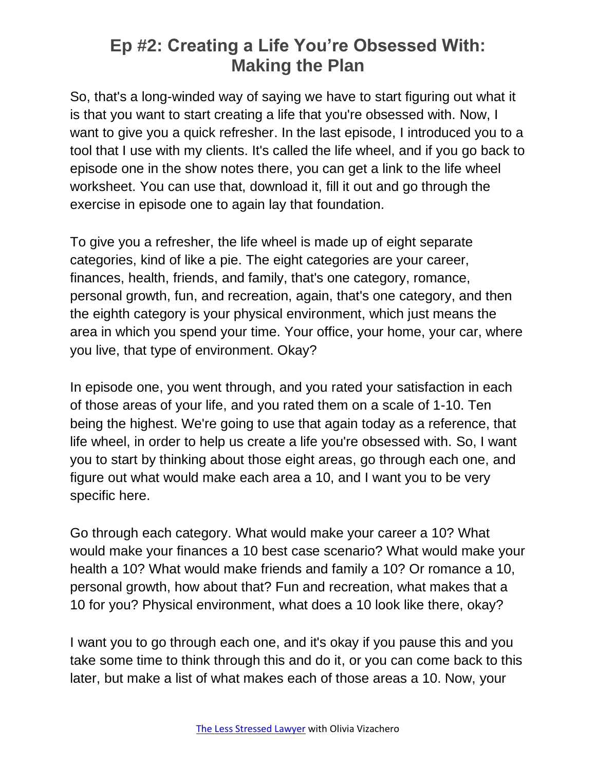# Ep #2: Creating a Life You're Obsessed With: Making the Plan

So, that's a long-winded way of saying we have to start figuring out what it is that you want to start creating a life that you're obsessed with. Now, I want to give you a quick refresher. In the last episode, I introduced you to a tool that I use with my clients. It's called the life wheel, and if you go back to episode one in the show notes there, you can get a link to the life wheel worksheet. You can use that, download it, fill it out and go through the exercise in episode one to again lay that foundation.

To give you a refresher, the life wheel is made up of eight separate categories, kind of like a pie. The eight categories are your career, finances, health, friends, and family, that's one category, romance, personal growth, fun, and recreation, again, that's one category, and then the eighth category is your physical environment, which just means the area in which you spend your time. Your office, your home, your car, where you live, that type of environment. Okay?

In episode one, you went through, and you rated your satisfaction in each of those areas of your life, and you rated them on a scale of 1-10. Ten being the highest. We're going to use that again today as a reference, that life wheel, in order to help us create a life you're obsessed with. So, I want you to start by thinking about those eight areas, go through each one, and figure out what would make each area a 10, and I want you to be very specific here.

Go through each category. What would make your career a 10? What would make your finances a 10 best case scenario? What would make your health a 10? What would make friends and family a 10? Or romance a 10, personal growth, how about that? Fun and recreation, what makes that a 10 for you? Physical environment, what does a 10 look like there, okay?

I want you to go through each one, and it's okay if you pause this and you take some time to think through this and do it, or you can come back to this later, but make a list of what makes each of those areas a 10. Now, your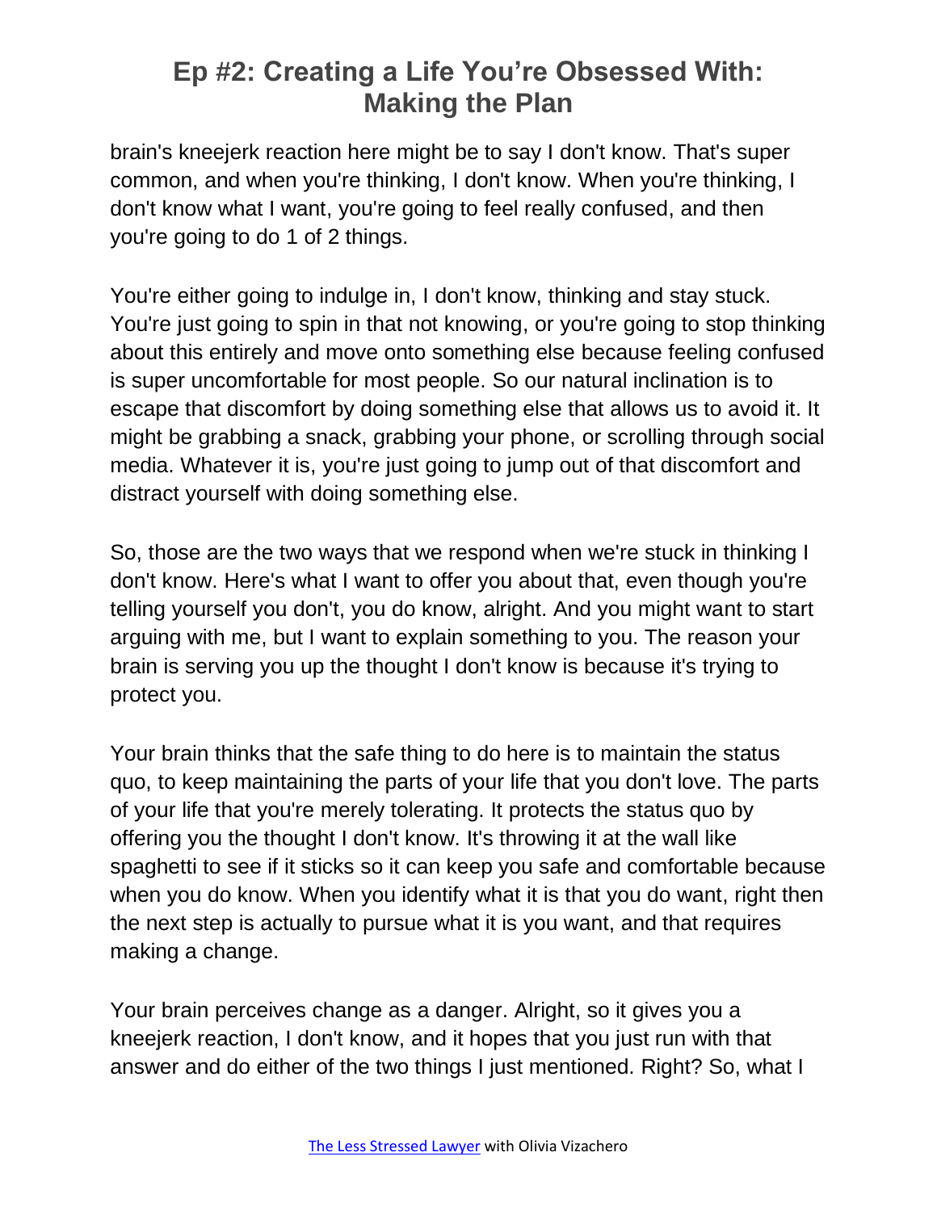brain's kneejerk reaction here might be to say I don't know. That's super common, and when you're thinking, I don't know. When you're thinking, I don't know what I want, you're going to feel really confused, and then you're going to do 1 of 2 things.

You're either going to indulge in, I don't know, thinking and stay stuck. You're just going to spin in that not knowing, or you're going to stop thinking about this entirely and move onto something else because feeling confused is super uncomfortable for most people. So our natural inclination is to escape that discomfort by doing something else that allows us to avoid it. It might be grabbing a snack, grabbing your phone, or scrolling through social media. Whatever it is, you're just going to jump out of that discomfort and distract yourself with doing something else.

So, those are the two ways that we respond when we're stuck in thinking I don't know. Here's what I want to offer you about that, even though you're telling yourself you don't, you do know, alright. And you might want to start arguing with me, but I want to explain something to you. The reason your brain is serving you up the thought I don't know is because it's trying to protect you.

Your brain thinks that the safe thing to do here is to maintain the status quo, to keep maintaining the parts of your life that you don't love. The parts of your life that you're merely tolerating. It protects the status quo by offering you the thought I don't know. It's throwing it at the wall like spaghetti to see if it sticks so it can keep you safe and comfortable because when you do know. When you identify what it is that you do want, right then the next step is actually to pursue what it is you want, and that requires making a change.

Your brain perceives change as a danger. Alright, so it gives you a kneejerk reaction, I don't know, and it hopes that you just run with that answer and do either of the two things I just mentioned. Right? So, what I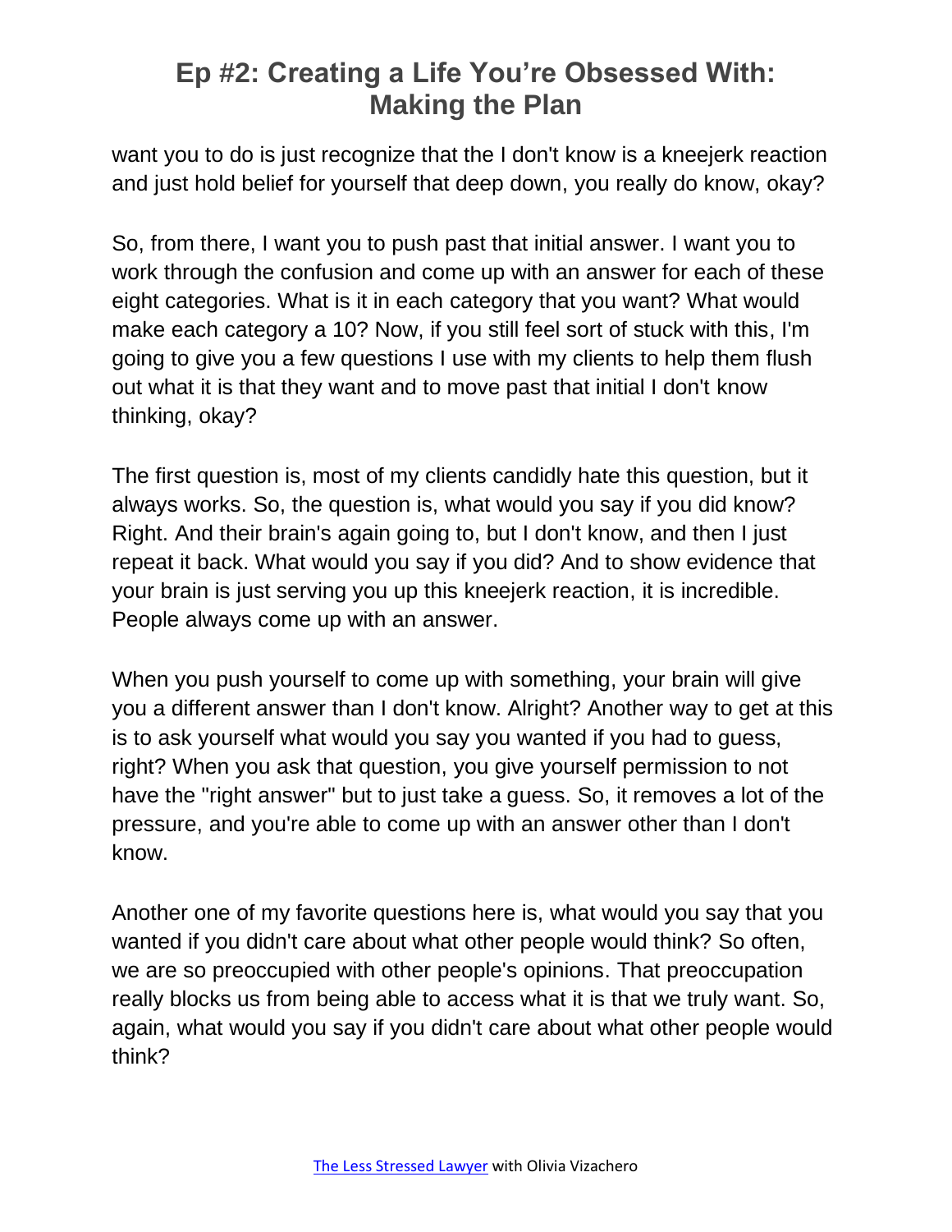want you to do is just recognize that the I don't know is a kneejerk reaction and just hold belief for yourself that deep down, you really do know, okay?

So, from there, I want you to push past that initial answer. I want you to work through the confusion and come up with an answer for each of these eight categories. What is it in each category that you want? What would make each category a 10? Now, if you still feel sort of stuck with this, I'm going to give you a few questions I use with my clients to help them flush out what it is that they want and to move past that initial I don't know thinking, okay?

The first question is, most of my clients candidly hate this question, but it always works. So, the question is, what would you say if you did know? Right. And their brain's again going to, but I don't know, and then I just repeat it back. What would you say if you did? And to show evidence that your brain is just serving you up this kneejerk reaction, it is incredible. People always come up with an answer.

When you push yourself to come up with something, your brain will give you a different answer than I don't know. Alright? Another way to get at this is to ask yourself what would you say you wanted if you had to guess, right? When you ask that question, you give yourself permission to not have the "right answer" but to just take a guess. So, it removes a lot of the pressure, and you're able to come up with an answer other than I don't know.

Another one of my favorite questions here is, what would you say that you wanted if you didn't care about what other people would think? So often, we are so preoccupied with other people's opinions. That preoccupation really blocks us from being able to access what it is that we truly want. So, again, what would you say if you didn't care about what other people would think?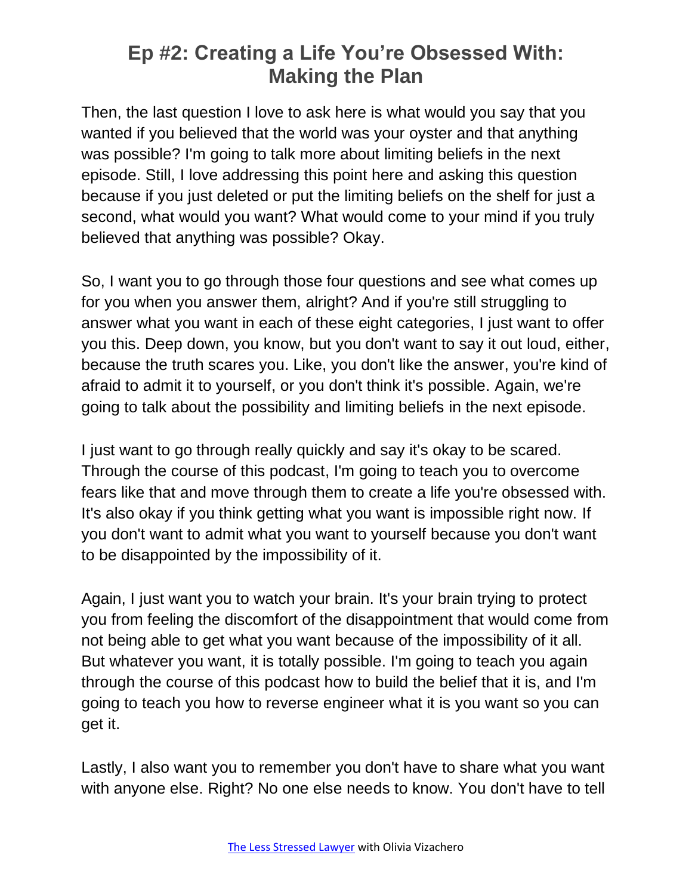Then, the last question I love to ask here is what would you say that you wanted if you believed that the world was your oyster and that anything was possible? I'm going to talk more about limiting beliefs in the next episode. Still, I love addressing this point here and asking this question because if you just deleted or put the limiting beliefs on the shelf for just a second, what would you want? What would come to your mind if you truly believed that anything was possible? Okay.

So, I want you to go through those four questions and see what comes up for you when you answer them, alright? And if you're still struggling to answer what you want in each of these eight categories, I just want to offer you this. Deep down, you know, but you don't want to say it out loud, either, because the truth scares you. Like, you don't like the answer, you're kind of afraid to admit it to yourself, or you don't think it's possible. Again, we're going to talk about the possibility and limiting beliefs in the next episode.

I just want to go through really quickly and say it's okay to be scared. Through the course of this podcast, I'm going to teach you to overcome fears like that and move through them to create a life you're obsessed with. It's also okay if you think getting what you want is impossible right now. If you don't want to admit what you want to yourself because you don't want to be disappointed by the impossibility of it.

Again, I just want you to watch your brain. It's your brain trying to protect you from feeling the discomfort of the disappointment that would come from not being able to get what you want because of the impossibility of it all. But whatever you want, it is totally possible. I'm going to teach you again through the course of this podcast how to build the belief that it is, and I'm going to teach you how to reverse engineer what it is you want so you can get it.

Lastly, I also want you to remember you don't have to share what you want with anyone else. Right? No one else needs to know. You don't have to tell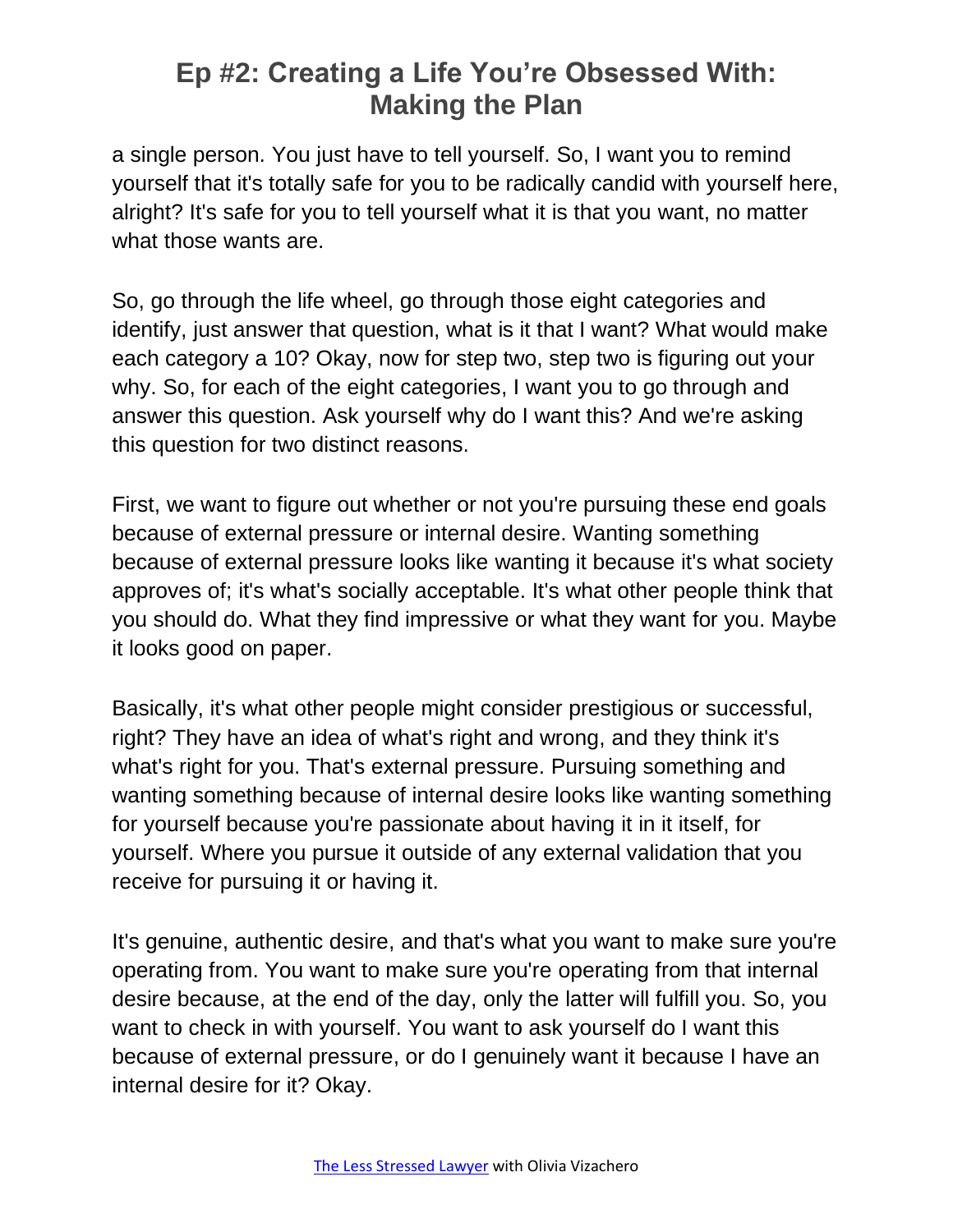a single person. You just have to tell yourself. So, I want you to remind yourself that it's totally safe for you to be radically candid with yourself here, alright? It's safe for you to tell yourself what it is that you want, no matter what those wants are.

So, go through the life wheel, go through those eight categories and identify, just answer that question, what is it that I want? What would make each category a 10? Okay, now for step two, step two is figuring out your why. So, for each of the eight categories, I want you to go through and answer this question. Ask yourself why do I want this? And we're asking this question for two distinct reasons.

First, we want to figure out whether or not you're pursuing these end goals because of external pressure or internal desire. Wanting something because of external pressure looks like wanting it because it's what society approves of; it's what's socially acceptable. It's what other people think that you should do. What they find impressive or what they want for you. Maybe it looks good on paper.

Basically, it's what other people might consider prestigious or successful, right? They have an idea of what's right and wrong, and they think it's what's right for you. That's external pressure. Pursuing something and wanting something because of internal desire looks like wanting something for yourself because you're passionate about having it in it itself, for yourself. Where you pursue it outside of any external validation that you receive for pursuing it or having it.

It's genuine, authentic desire, and that's what you want to make sure you're operating from. You want to make sure you're operating from that internal desire because, at the end of the day, only the latter will fulfill you. So, you want to check in with yourself. You want to ask yourself do I want this because of external pressure, or do I genuinely want it because I have an internal desire for it? Okay.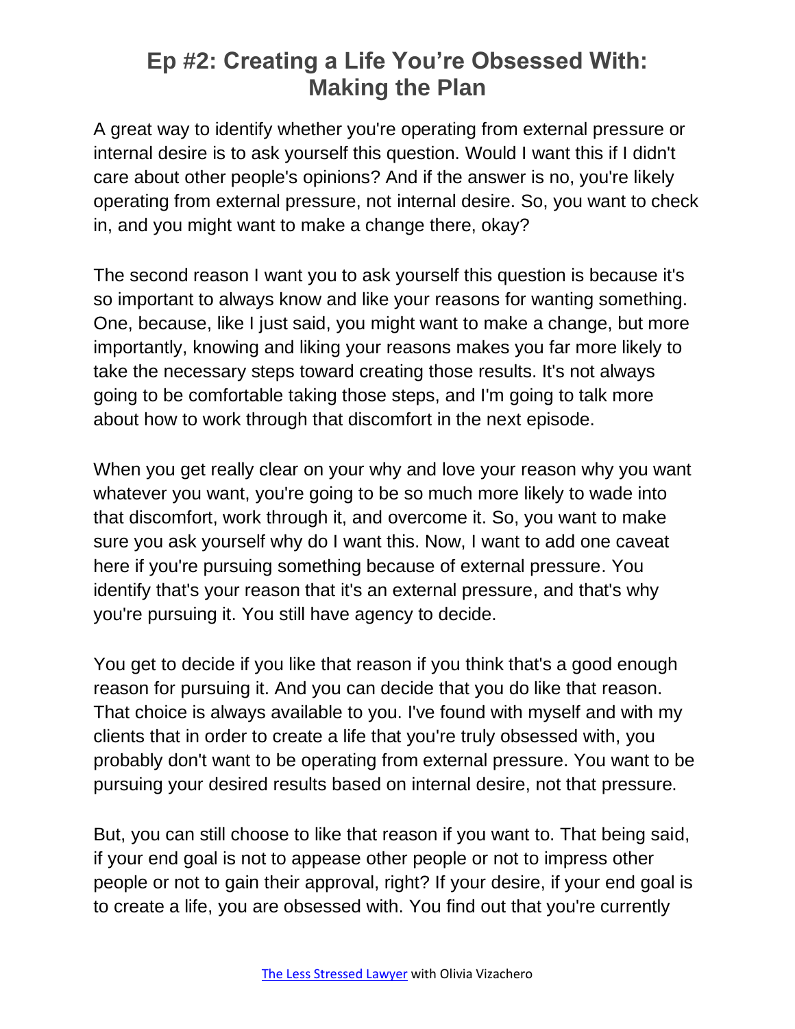# Ep #2: Creating a Life You're Obsessed With: Making the Plan

A great way to identify whether you're operating from external pressure or internal desire is to ask yourself this question. Would I want this if I didn't care about other people's opinions? And if the answer is no, you're likely operating from external pressure, not internal desire. So, you want to check in, and you might want to make a change there, okay?

The second reason I want you to ask yourself this question is because it's so important to always know and like your reasons for wanting something. One, because, like I just said, you might want to make a change, but more importantly, knowing and liking your reasons makes you far more likely to take the necessary steps toward creating those results. It's not always going to be comfortable taking those steps, and I'm going to talk more about how to work through that discomfort in the next episode.

When you get really clear on your why and love your reason why you want whatever you want, you're going to be so much more likely to wade into that discomfort, work through it, and overcome it. So, you want to make sure you ask yourself why do I want this. Now, I want to add one caveat here if you're pursuing something because of external pressure. You identify that's your reason that it's an external pressure, and that's why you're pursuing it. You still have agency to decide.

You get to decide if you like that reason if you think that's a good enough reason for pursuing it. And you can decide that you do like that reason. That choice is always available to you. I've found with myself and with my clients that in order to create a life that you're truly obsessed with, you probably don't want to be operating from external pressure. You want to be pursuing your desired results based on internal desire, not that pressure.

But, you can still choose to like that reason if you want to. That being said, if your end goal is not to appease other people or not to impress other people or not to gain their approval, right? If your desire, if your end goal is to create a life, you are obsessed with. You find out that you're currently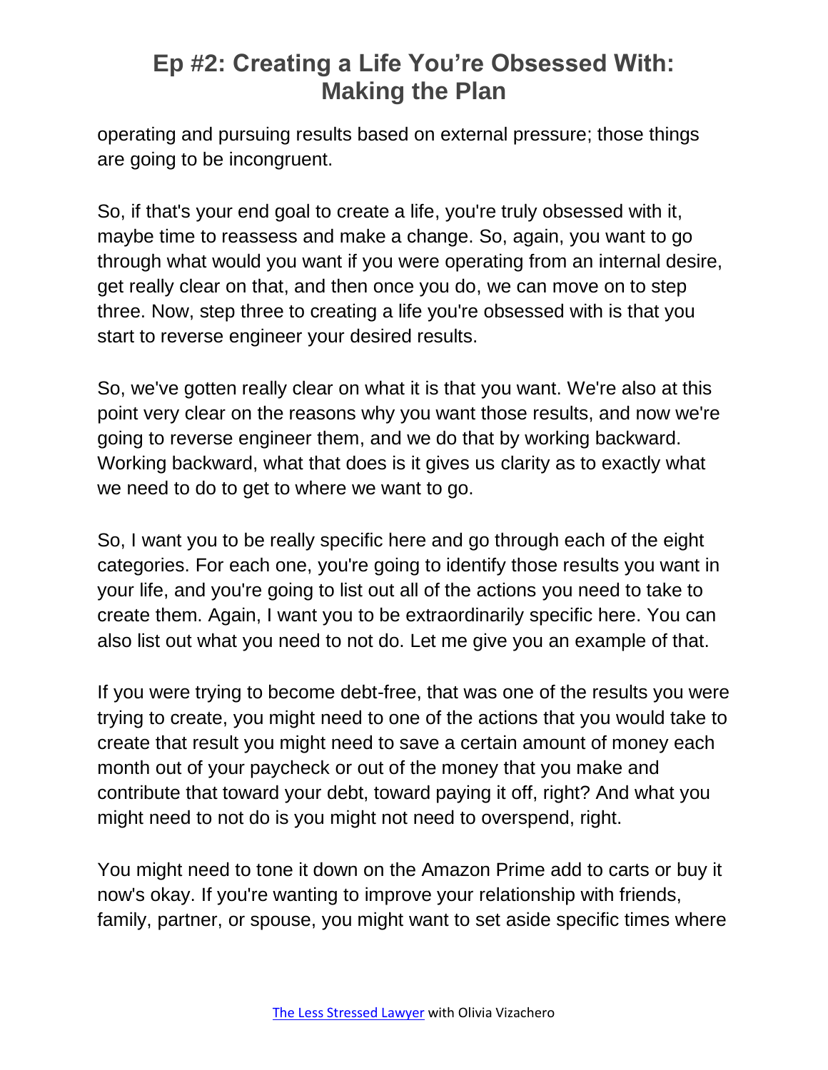operating and pursuing results based on external pressure; those things are going to be incongruent.

So, if that's your end goal to create a life, you're truly obsessed with it, maybe time to reassess and make a change. So, again, you want to go through what would you want if you were operating from an internal desire, get really clear on that, and then once you do, we can move on to step three. Now, step three to creating a life you're obsessed with is that you start to reverse engineer your desired results.

So, we've gotten really clear on what it is that you want. We're also at this point very clear on the reasons why you want those results, and now we're going to reverse engineer them, and we do that by working backward. Working backward, what that does is it gives us clarity as to exactly what we need to do to get to where we want to go.

So, I want you to be really specific here and go through each of the eight categories. For each one, you're going to identify those results you want in your life, and you're going to list out all of the actions you need to take to create them. Again, I want you to be extraordinarily specific here. You can also list out what you need to not do. Let me give you an example of that.

If you were trying to become debt-free, that was one of the results you were trying to create, you might need to one of the actions that you would take to create that result you might need to save a certain amount of money each month out of your paycheck or out of the money that you make and contribute that toward your debt, toward paying it off, right? And what you might need to not do is you might not need to overspend, right.

You might need to tone it down on the Amazon Prime add to carts or buy it now's okay. If you're wanting to improve your relationship with friends, family, partner, or spouse, you might want to set aside specific times where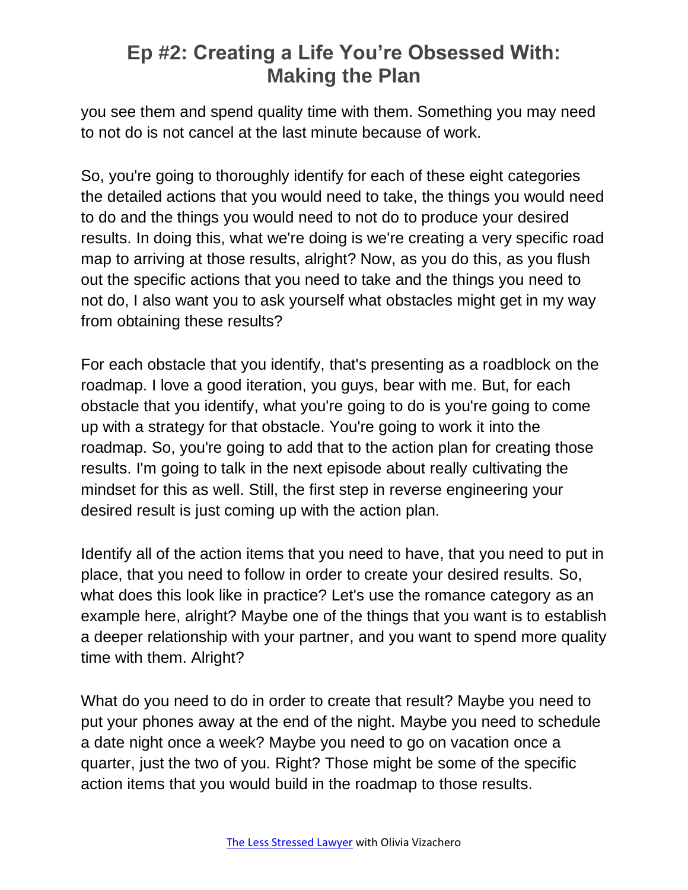you see them and spend quality time with them. Something you may need to not do is not cancel at the last minute because of work.

So, you're going to thoroughly identify for each of these eight categories the detailed actions that you would need to take, the things you would need to do and the things you would need to not do to produce your desired results. In doing this, what we're doing is we're creating a very specific road map to arriving at those results, alright? Now, as you do this, as you flush out the specific actions that you need to take and the things you need to not do, I also want you to ask yourself what obstacles might get in my way from obtaining these results?

For each obstacle that you identify, that's presenting as a roadblock on the roadmap. I love a good iteration, you guys, bear with me. But, for each obstacle that you identify, what you're going to do is you're going to come up with a strategy for that obstacle. You're going to work it into the roadmap. So, you're going to add that to the action plan for creating those results. I'm going to talk in the next episode about really cultivating the mindset for this as well. Still, the first step in reverse engineering your desired result is just coming up with the action plan.

Identify all of the action items that you need to have, that you need to put in place, that you need to follow in order to create your desired results. So, what does this look like in practice? Let's use the romance category as an example here, alright? Maybe one of the things that you want is to establish a deeper relationship with your partner, and you want to spend more quality time with them. Alright?

What do you need to do in order to create that result? Maybe you need to put your phones away at the end of the night. Maybe you need to schedule a date night once a week? Maybe you need to go on vacation once a quarter, just the two of you. Right? Those might be some of the specific action items that you would build in the roadmap to those results.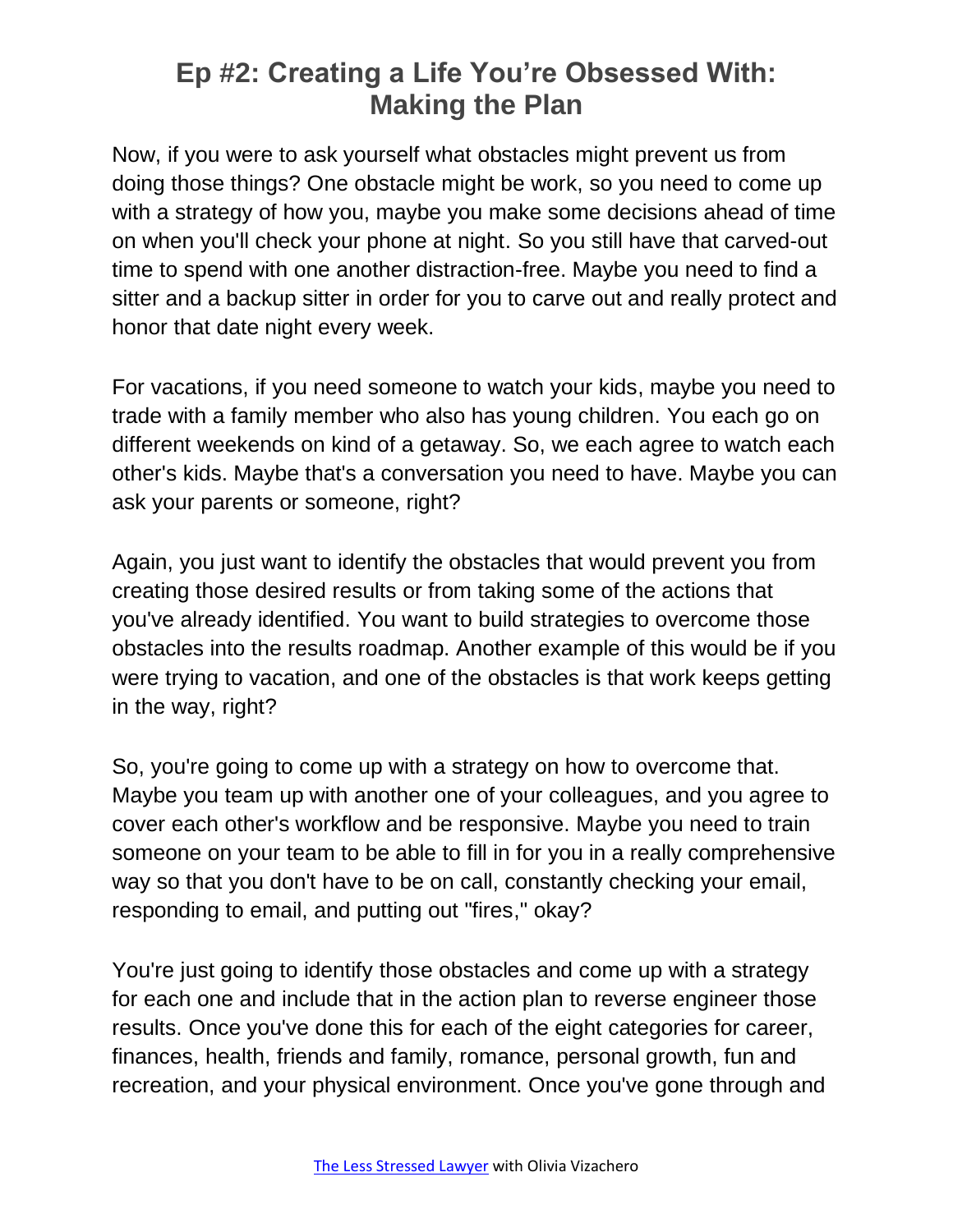# Ep #2: Creating a Life You're Obsessed With: Making the Plan

Now, if you were to ask yourself what obstacles might prevent us from doing those things? One obstacle might be work, so you need to come up with a strategy of how you, maybe you make some decisions ahead of time on when you'll check your phone at night. So you still have that carved-out time to spend with one another distraction-free. Maybe you need to find a sitter and a backup sitter in order for you to carve out and really protect and honor that date night every week.

For vacations, if you need someone to watch your kids, maybe you need to trade with a family member who also has young children. You each go on different weekends on kind of a getaway. So, we each agree to watch each other's kids. Maybe that's a conversation you need to have. Maybe you can ask your parents or someone, right?

Again, you just want to identify the obstacles that would prevent you from creating those desired results or from taking some of the actions that you've already identified. You want to build strategies to overcome those obstacles into the results roadmap. Another example of this would be if you were trying to vacation, and one of the obstacles is that work keeps getting in the way, right?

So, you're going to come up with a strategy on how to overcome that. Maybe you team up with another one of your colleagues, and you agree to cover each other's workflow and be responsive. Maybe you need to train someone on your team to be able to fill in for you in a really comprehensive way so that you don't have to be on call, constantly checking your email, responding to email, and putting out "fires," okay?

You're just going to identify those obstacles and come up with a strategy for each one and include that in the action plan to reverse engineer those results. Once you've done this for each of the eight categories for career, finances, health, friends and family, romance, personal growth, fun and recreation, and your physical environment. Once you've gone through and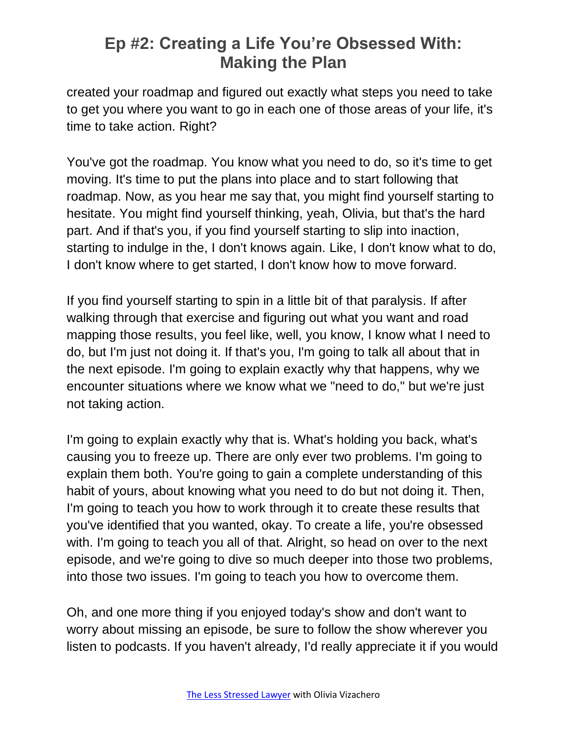created your roadmap and figured out exactly what steps you need to take to get you where you want to go in each one of those areas of your life, it's time to take action. Right?

You've got the roadmap. You know what you need to do, so it's time to get moving. It's time to put the plans into place and to start following that roadmap. Now, as you hear me say that, you might find yourself starting to hesitate. You might find yourself thinking, yeah, Olivia, but that's the hard part. And if that's you, if you find yourself starting to slip into inaction, starting to indulge in the, I don't knows again. Like, I don't know what to do, I don't know where to get started, I don't know how to move forward.

If you find yourself starting to spin in a little bit of that paralysis. If after walking through that exercise and figuring out what you want and road mapping those results, you feel like, well, you know, I know what I need to do, but I'm just not doing it. If that's you, I'm going to talk all about that in the next episode. I'm going to explain exactly why that happens, why we encounter situations where we know what we "need to do," but we're just not taking action.

I'm going to explain exactly why that is. What's holding you back, what's causing you to freeze up. There are only ever two problems. I'm going to explain them both. You're going to gain a complete understanding of this habit of yours, about knowing what you need to do but not doing it. Then, I'm going to teach you how to work through it to create these results that you've identified that you wanted, okay. To create a life, you're obsessed with. I'm going to teach you all of that. Alright, so head on over to the next episode, and we're going to dive so much deeper into those two problems, into those two issues. I'm going to teach you how to overcome them.

Oh, and one more thing if you enjoyed today's show and don't want to worry about missing an episode, be sure to follow the show wherever you listen to podcasts. If you haven't already, I'd really appreciate it if you would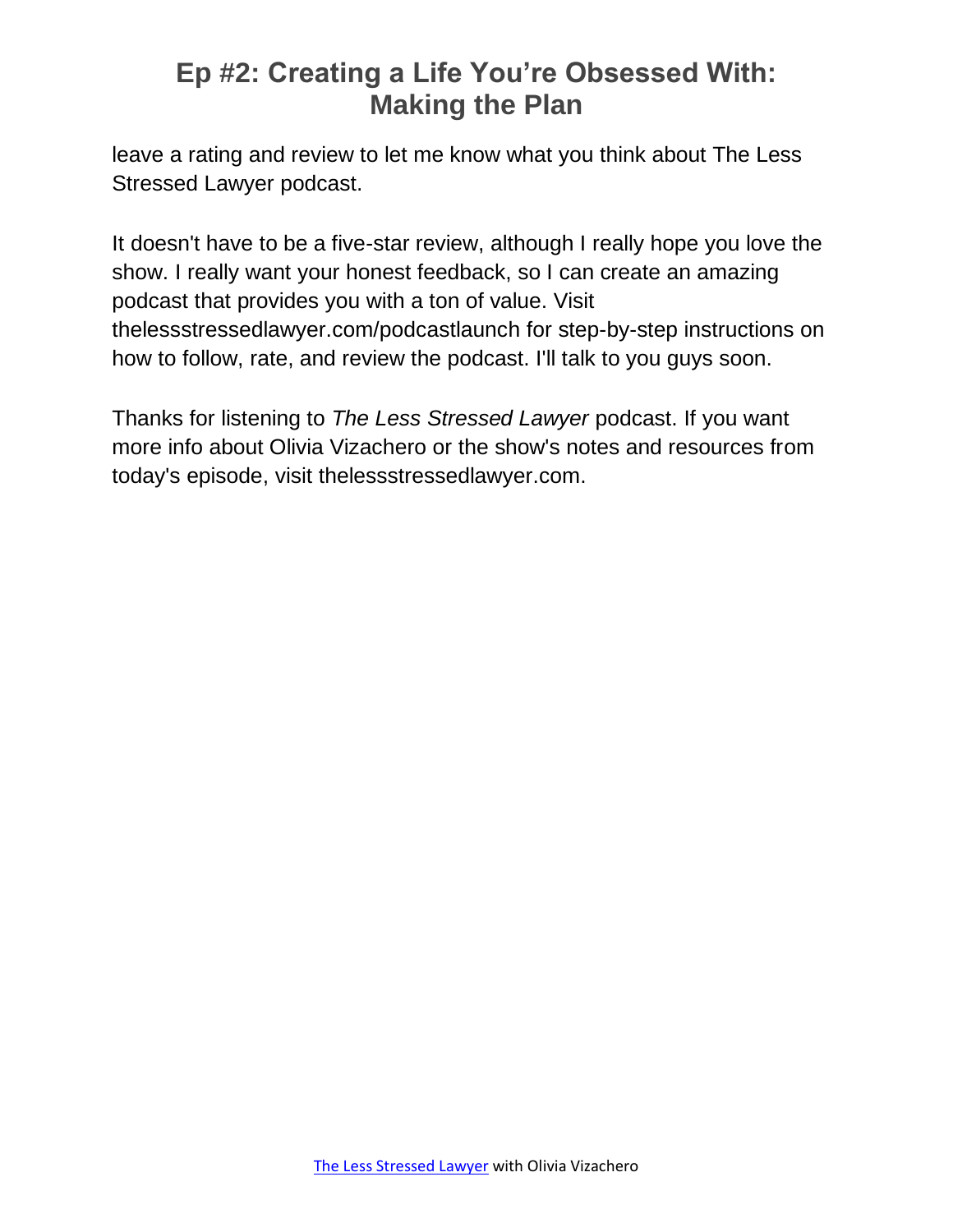leave a rating and review to let me know what you think about The Less Stressed Lawyer podcast.

It doesn't have to be a five-star review, although I really hope you love the show. I really want your honest feedback, so I can create an amazing podcast that provides you with a ton of value. Visit thelessstressedlawyer.com/podcastlaunch for step-by-step instructions on how to follow, rate, and review the podcast. I'll talk to you guys soon.

Thanks for listening to *The Less Stressed Lawyer* podcast. If you want more info about Olivia Vizachero or the show's notes and resources from today's episode, visit thelessstressedlawyer.com.